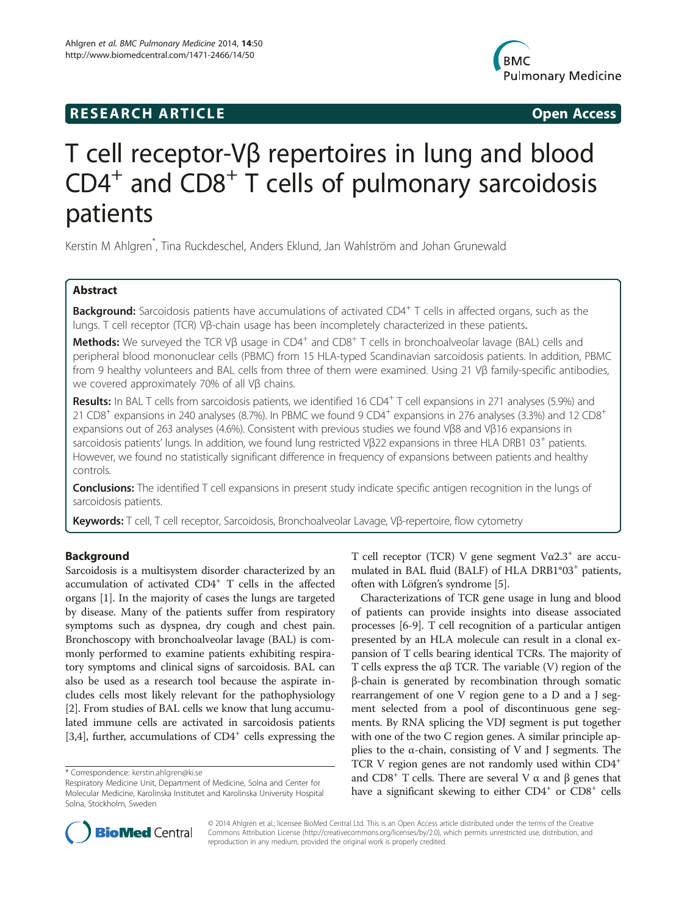# RESEARCH ARTICLE

Open Access

# T cell receptor-Vβ repertoires in lung and blood CD4$^+$ and CD8$^+$ T cells of pulmonary sarcoidosis patients

Kerstin M Ahlgren*, Tina Ruckdeschel, Anders Eklund, Jan Wahlström and Johan Grunewald

## Abstract

**Background:** Sarcoidosis patients have accumulations of activated CD4$^+$ T cells in affected organs, such as the lungs. T cell receptor (TCR) Vβ-chain usage has been incompletely characterized in these patients.

**Methods:** We surveyed the TCR Vβ usage in CD4$^+$ and CD8$^+$ T cells in bronchoalveolar lavage (BAL) cells and peripheral blood mononuclear cells (PBMC) from 15 HLA-typed Scandinavian sarcoidosis patients. In addition, PBMC from 9 healthy volunteers and BAL cells from three of them were examined. Using 21 Vβ family-specific antibodies, we covered approximately 70% of all Vβ chains.

**Results:** In BAL T cells from sarcoidosis patients, we identified 16 CD4$^+$ T cell expansions in 271 analyses (5.9%) and 21 CD8$^+$ expansions in 240 analyses (8.7%). In PBMC we found 9 CD4$^+$ expansions in 276 analyses (3.3%) and 12 CD8$^+$ expansions out of 263 analyses (4.6%). Consistent with previous studies we found Vβ8 and Vβ16 expansions in sarcoidosis patients' lungs. In addition, we found lung restricted Vβ22 expansions in three HLA DRB1 03$^+$ patients. However, we found no statistically significant difference in frequency of expansions between patients and healthy controls.

**Conclusions:** The identified T cell expansions in present study indicate specific antigen recognition in the lungs of sarcoidosis patients.

**Keywords:** T cell, T cell receptor, Sarcoidosis, Bronchoalveolar Lavage, Vβ-repertoire, flow cytometry

## Background

Sarcoidosis is a multisystem disorder characterized by an accumulation of activated CD4$^+$ T cells in the affected organs [1]. In the majority of cases the lungs are targeted by disease. Many of the patients suffer from respiratory symptoms such as dyspnea, dry cough and chest pain. Bronchoscopy with bronchoalveolar lavage (BAL) is commonly performed to examine patients exhibiting respiratory symptoms and clinical signs of sarcoidosis. BAL can also be used as a research tool because the aspirate includes cells most likely relevant for the pathophysiology [2]. From studies of BAL cells we know that lung accumulated immune cells are activated in sarcoidosis patients [3,4], further, accumulations of CD4$^+$ cells expressing the T cell receptor (TCR) V gene segment Vα2.3$^+$ are accumulated in BAL fluid (BALF) of HLA DRB1*03$^+$ patients, often with Löfgren's syndrome [5].

Characterizations of TCR gene usage in lung and blood of patients can provide insights into disease associated processes [6-9]. T cell recognition of a particular antigen presented by an HLA molecule can result in a clonal expansion of T cells bearing identical TCRs. The majority of T cells express the αβ TCR. The variable (V) region of the β-chain is generated by recombination through somatic rearrangement of one V region gene to a D and a J segment selected from a pool of discontinuous gene segments. By RNA splicing the VDJ segment is put together with one of the two C region genes. A similar principle applies to the α-chain, consisting of V and J segments. The TCR V region genes are not randomly used within CD4$^+$ and CD8$^+$ T cells. There are several V α and β genes that have a significant skewing to either CD4$^+$ or CD8$^+$ cells

* Correspondence: kerstin.ahlgren@ki.se
Respiratory Medicine Unit, Department of Medicine, Solna and Center for Molecular Medicine, Karolinska Institutet and Karolinska University Hospital Solna, Stockholm, Sweden

© 2014 Ahlgren et al.; licensee BioMed Central Ltd. This is an Open Access article distributed under the terms of the Creative Commons Attribution License (http://creativecommons.org/licenses/by/2.0), which permits unrestricted use, distribution, and reproduction in any medium, provided the original work is properly credited.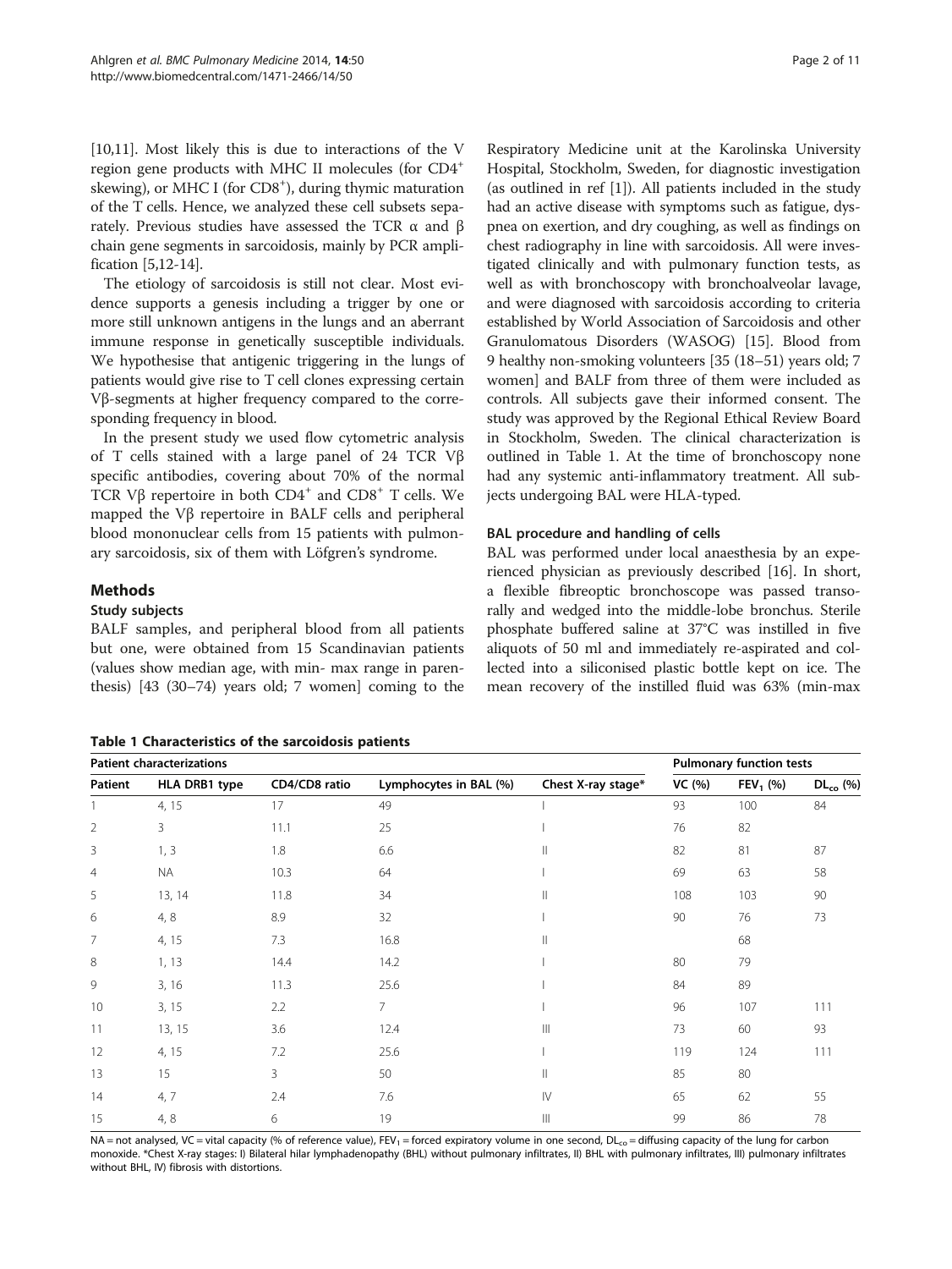[10,11]. Most likely this is due to interactions of the V region gene products with MHC II molecules (for $CD4^+$ skewing), or MHC I (for $CD8^+$), during thymic maturation of the T cells. Hence, we analyzed these cell subsets separately. Previous studies have assessed the TCR α and β chain gene segments in sarcoidosis, mainly by PCR amplification [5,12-14].

The etiology of sarcoidosis is still not clear. Most evidence supports a genesis including a trigger by one or more still unknown antigens in the lungs and an aberrant immune response in genetically susceptible individuals. We hypothesise that antigenic triggering in the lungs of patients would give rise to T cell clones expressing certain Vβ-segments at higher frequency compared to the corresponding frequency in blood.

In the present study we used flow cytometric analysis of T cells stained with a large panel of 24 TCR Vβ specific antibodies, covering about 70% of the normal TCR Vβ repertoire in both $CD4^+$ and $CD8^+$ T cells. We mapped the Vβ repertoire in BALF cells and peripheral blood mononuclear cells from 15 patients with pulmonary sarcoidosis, six of them with Löfgren's syndrome.

## Methods

### Study subjects

BALF samples, and peripheral blood from all patients but one, were obtained from 15 Scandinavian patients (values show median age, with min- max range in parenthesis) [43 (30–74) years old; 7 women] coming to the Respiratory Medicine unit at the Karolinska University Hospital, Stockholm, Sweden, for diagnostic investigation (as outlined in ref [1]). All patients included in the study had an active disease with symptoms such as fatigue, dyspnea on exertion, and dry coughing, as well as findings on chest radiography in line with sarcoidosis. All were investigated clinically and with pulmonary function tests, as well as with bronchoscopy with bronchoalveolar lavage, and were diagnosed with sarcoidosis according to criteria established by World Association of Sarcoidosis and other Granulomatous Disorders (WASOG) [15]. Blood from 9 healthy non-smoking volunteers [35 (18–51) years old; 7 women] and BALF from three of them were included as controls. All subjects gave their informed consent. The study was approved by the Regional Ethical Review Board in Stockholm, Sweden. The clinical characterization is outlined in Table 1. At the time of bronchoscopy none had any systemic anti-inflammatory treatment. All subjects undergoing BAL were HLA-typed.

### BAL procedure and handling of cells

BAL was performed under local anaesthesia by an experienced physician as previously described [16]. In short, a flexible fibreoptic bronchoscope was passed transorally and wedged into the middle-lobe bronchus. Sterile phosphate buffered saline at 37°C was instilled in five aliquots of 50 ml and immediately re-aspirated and collected into a siliconised plastic bottle kept on ice. The mean recovery of the instilled fluid was 63% (min-max

**Table 1 Characteristics of the sarcoidosis patients**

| Patient characterizations | | | | | Pulmonary function tests | | |
|---|---|---|---|---|---|---|---|
| Patient | HLA DRB1 type | CD4/CD8 ratio | Lymphocytes in BAL (%) | Chest X-ray stage* | VC (%) | $FEV_1$ (%) | $DL_{co}$ (%) |
| 1 | 4, 15 | 17 | 49 | I | 93 | 100 | 84 |
| 2 | 3 | 11.1 | 25 | I | 76 | 82 | |
| 3 | 1, 3 | 1.8 | 6.6 | II | 82 | 81 | 87 |
| 4 | NA | 10.3 | 64 | I | 69 | 63 | 58 |
| 5 | 13, 14 | 11.8 | 34 | II | 108 | 103 | 90 |
| 6 | 4, 8 | 8.9 | 32 | I | 90 | 76 | 73 |
| 7 | 4, 15 | 7.3 | 16.8 | II | | 68 | |
| 8 | 1, 13 | 14.4 | 14.2 | I | 80 | 79 | |
| 9 | 3, 16 | 11.3 | 25.6 | I | 84 | 89 | |
| 10 | 3, 15 | 2.2 | 7 | I | 96 | 107 | 111 |
| 11 | 13, 15 | 3.6 | 12.4 | III | 73 | 60 | 93 |
| 12 | 4, 15 | 7.2 | 25.6 | I | 119 | 124 | 111 |
| 13 | 15 | 3 | 50 | II | 85 | 80 | |
| 14 | 4, 7 | 2.4 | 7.6 | IV | 65 | 62 | 55 |
| 15 | 4, 8 | 6 | 19 | III | 99 | 86 | 78 |

NA = not analysed, VC = vital capacity (% of reference value), $FEV_1$ = forced expiratory volume in one second, $DL_{co}$ = diffusing capacity of the lung for carbon monoxide. *Chest X-ray stages: I) Bilateral hilar lymphadenopathy (BHL) without pulmonary infiltrates, II) BHL with pulmonary infiltrates, III) pulmonary infiltrates without BHL, IV) fibrosis with distortions.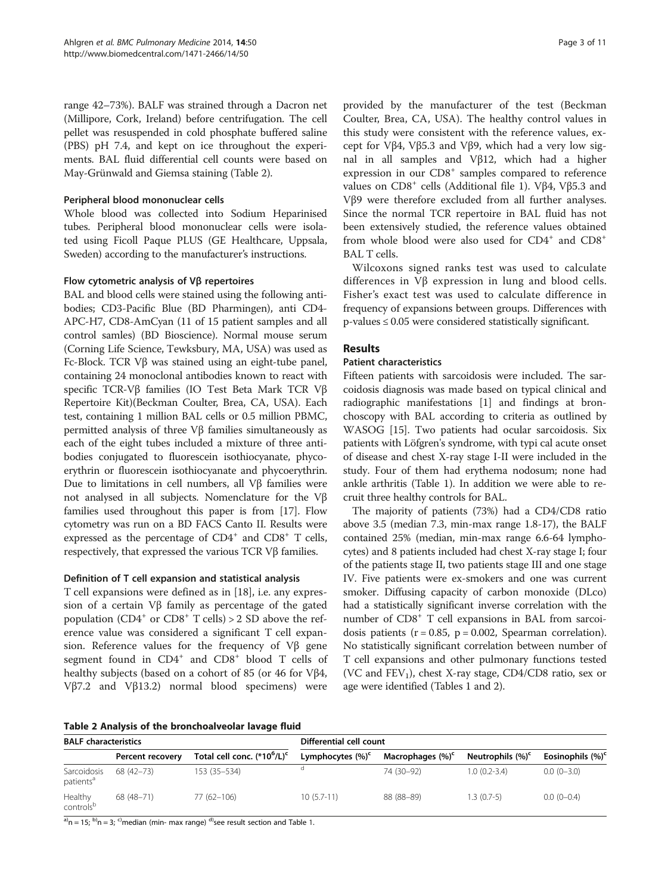range 42–73%). BALF was strained through a Dacron net (Millipore, Cork, Ireland) before centrifugation. The cell pellet was resuspended in cold phosphate buffered saline (PBS) pH 7.4, and kept on ice throughout the experiments. BAL fluid differential cell counts were based on May-Grünwald and Giemsa staining (Table 2).

#### Peripheral blood mononuclear cells

Whole blood was collected into Sodium Heparinised tubes. Peripheral blood mononuclear cells were isolated using Ficoll Paque PLUS (GE Healthcare, Uppsala, Sweden) according to the manufacturer's instructions.

#### Flow cytometric analysis of Vβ repertoires

BAL and blood cells were stained using the following antibodies; CD3-Pacific Blue (BD Pharmingen), anti CD4-APC-H7, CD8-AmCyan (11 of 15 patient samples and all control samles) (BD Bioscience). Normal mouse serum (Corning Life Science, Tewksbury, MA, USA) was used as Fc-Block. TCR Vβ was stained using an eight-tube panel, containing 24 monoclonal antibodies known to react with specific TCR-Vβ families (IO Test Beta Mark TCR Vβ Repertoire Kit)(Beckman Coulter, Brea, CA, USA). Each test, containing 1 million BAL cells or 0.5 million PBMC, permitted analysis of three Vβ families simultaneously as each of the eight tubes included a mixture of three antibodies conjugated to fluorescein isothiocyanate, phycoerythrin or fluorescein isothiocyanate and phycoerythrin. Due to limitations in cell numbers, all Vβ families were not analysed in all subjects. Nomenclature for the Vβ families used throughout this paper is from [17]. Flow cytometry was run on a BD FACS Canto II. Results were expressed as the percentage of $CD4^+$ and $CD8^+$ T cells, respectively, that expressed the various TCR Vβ families.

#### Definition of T cell expansion and statistical analysis

T cell expansions were defined as in [18], i.e. any expression of a certain Vβ family as percentage of the gated population ($CD4^+$ or $CD8^+$ T cells) > 2 SD above the reference value was considered a significant T cell expansion. Reference values for the frequency of Vβ gene segment found in $CD4^+$ and $CD8^+$ blood T cells of healthy subjects (based on a cohort of 85 (or 46 for Vβ4, Vβ7.2 and Vβ13.2) normal blood specimens) were provided by the manufacturer of the test (Beckman Coulter, Brea, CA, USA). The healthy control values in this study were consistent with the reference values, except for Vβ4, Vβ5.3 and Vβ9, which had a very low signal in all samples and Vβ12, which had a higher expression in our $CD8^+$ samples compared to reference values on $CD8^+$ cells (Additional file 1). Vβ4, Vβ5.3 and Vβ9 were therefore excluded from all further analyses. Since the normal TCR repertoire in BAL fluid has not been extensively studied, the reference values obtained from whole blood were also used for $CD4^+$ and $CD8^+$ BAL T cells.

Wilcoxons signed ranks test was used to calculate differences in Vβ expression in lung and blood cells. Fisher's exact test was used to calculate difference in frequency of expansions between groups. Differences with p-values ≤ 0.05 were considered statistically significant.

## Results

### Patient characteristics

Fifteen patients with sarcoidosis were included. The sarcoidosis diagnosis was made based on typical clinical and radiographic manifestations [1] and findings at bronchoscopy with BAL according to criteria as outlined by WASOG [15]. Two patients had ocular sarcoidosis. Six patients with Löfgren's syndrome, with typi cal acute onset of disease and chest X-ray stage I-II were included in the study. Four of them had erythema nodosum; none had ankle arthritis (Table 1). In addition we were able to recruit three healthy controls for BAL.

The majority of patients (73%) had a CD4/CD8 ratio above 3.5 (median 7.3, min-max range 1.8-17), the BALF contained 25% (median, min-max range 6.6-64 lymphocytes) and 8 patients included had chest X-ray stage I; four of the patients stage II, two patients stage III and one stage IV. Five patients were ex-smokers and one was current smoker. Diffusing capacity of carbon monoxide (DLco) had a statistically significant inverse correlation with the number of $CD8^+$ T cell expansions in BAL from sarcoidosis patients ($r = 0.85$, $p = 0.002$, Spearman correlation). No statistically significant correlation between number of T cell expansions and other pulmonary functions tested (VC and $FEV_1$), chest X-ray stage, CD4/CD8 ratio, sex or age were identified (Tables 1 and 2).

**Table 2 Analysis of the bronchoalveolar lavage fluid**

| BALF characteristics | | | Differential cell count | | | |
|---|---|---|---|---|---|---|
| | Percent recovery | Total cell conc. (*$10^6$/L)[c] | Lymphocytes (%)[c] | Macrophages (%)[c] | Neutrophils (%)[c] | Eosinophils (%)[c] |
| Sarcoidosis patients[a] | 68 (42–73) | 153 (35–534) | [d] | 74 (30–92) | 1.0 (0.2-3.4) | 0.0 (0–3.0) |
| Healthy controls[b] | 68 (48–71) | 77 (62–106) | 10 (5.7-11) | 88 (88–89) | 1.3 (0.7-5) | 0.0 (0–0.4) |

[a])n = 15; [b])n = 3; [c])median (min- max range) [d])see result section and Table 1.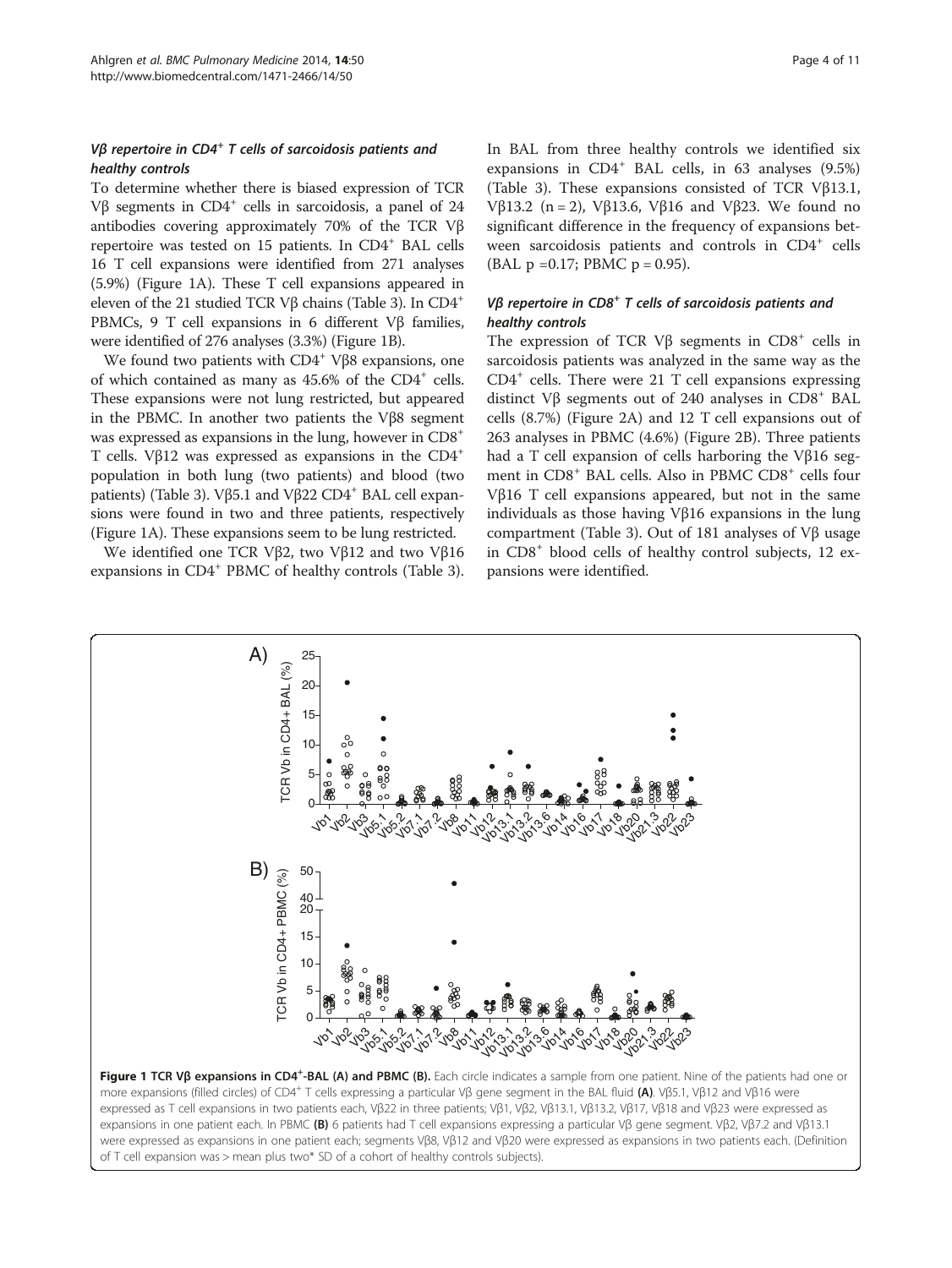### Vβ repertoire in $CD4^+$ T cells of sarcoidosis patients and healthy controls

To determine whether there is biased expression of TCR Vβ segments in $CD4^+$ cells in sarcoidosis, a panel of 24 antibodies covering approximately 70% of the TCR Vβ repertoire was tested on 15 patients. In $CD4^+$ BAL cells 16 T cell expansions were identified from 271 analyses (5.9%) (Figure 1A). These T cell expansions appeared in eleven of the 21 studied TCR Vβ chains (Table 3). In $CD4^+$ PBMCs, 9 T cell expansions in 6 different Vβ families, were identified of 276 analyses (3.3%) (Figure 1B).

We found two patients with $CD4^+$ Vβ8 expansions, one of which contained as many as 45.6% of the $CD4^+$ cells. These expansions were not lung restricted, but appeared in the PBMC. In another two patients the Vβ8 segment was expressed as expansions in the lung, however in $CD8^+$ T cells. Vβ12 was expressed as expansions in the $CD4^+$ population in both lung (two patients) and blood (two patients) (Table 3). Vβ5.1 and Vβ22 $CD4^+$ BAL cell expansions were found in two and three patients, respectively (Figure 1A). These expansions seem to be lung restricted.

We identified one TCR Vβ2, two Vβ12 and two Vβ16 expansions in $CD4^+$ PBMC of healthy controls (Table 3). In BAL from three healthy controls we identified six expansions in $CD4^+$ BAL cells, in 63 analyses (9.5%) (Table 3). These expansions consisted of TCR Vβ13.1, Vβ13.2 (n = 2), Vβ13.6, Vβ16 and Vβ23. We found no significant difference in the frequency of expansions between sarcoidosis patients and controls in $CD4^+$ cells (BAL p =0.17; PBMC p = 0.95).

### Vβ repertoire in $CD8^+$ T cells of sarcoidosis patients and healthy controls

The expression of TCR Vβ segments in $CD8^+$ cells in sarcoidosis patients was analyzed in the same way as the $CD4^+$ cells. There were 21 T cell expansions expressing distinct Vβ segments out of 240 analyses in $CD8^+$ BAL cells (8.7%) (Figure 2A) and 12 T cell expansions out of 263 analyses in PBMC (4.6%) (Figure 2B). Three patients had a T cell expansion of cells harboring the Vβ16 segment in $CD8^+$ BAL cells. Also in PBMC $CD8^+$ cells four Vβ16 T cell expansions appeared, but not in the same individuals as those having Vβ16 expansions in the lung compartment (Table 3). Out of 181 analyses of Vβ usage in $CD8^+$ blood cells of healthy control subjects, 12 expansions were identified.

A)
TCR Vb in CD4+ BAL (%)
25
20
15
10
5
0
Vb1 Vb2 Vb3 Vb5.1 Vb5.2 Vb7.1 Vb7.2 Vb8 Vb11 Vb12 Vb13.1 Vb13.2 Vb13.6 Vb14 Vb16 Vb17 Vb18 Vb20 Vb21.3 Vb22 Vb23

B)
TCR Vb in CD4+ PBMC (%)
50
40
20
15
10
5
0
Vb1 Vb2 Vb3 Vb5.1 Vb5.2 Vb7.1 Vb7.2 Vb8 Vb11 Vb12 Vb13.1 Vb13.2 Vb13.6 Vb14 Vb16 Vb17 Vb18 Vb20 Vb21.3 Vb22 Vb23

**Figure 1 TCR Vβ expansions in $CD4^+$-BAL (A) and PBMC (B).** Each circle indicates a sample from one patient. Nine of the patients had one or more expansions (filled circles) of $CD4^+$ T cells expressing a particular Vβ gene segment in the BAL fluid **(A)**. Vβ5.1, Vβ12 and Vβ16 were expressed as T cell expansions in two patients each, Vβ22 in three patients; Vβ1, Vβ2, Vβ13.1, Vβ13.2, Vβ17, Vβ18 and Vβ23 were expressed as expansions in one patient each. In PBMC **(B)** 6 patients had T cell expansions expressing a particular Vβ gene segment. Vβ2, Vβ7.2 and Vβ13.1 were expressed as expansions in one patient each; segments Vβ8, Vβ12 and Vβ20 were expressed as expansions in two patients each. (Definition of T cell expansion was > mean plus two* SD of a cohort of healthy controls subjects).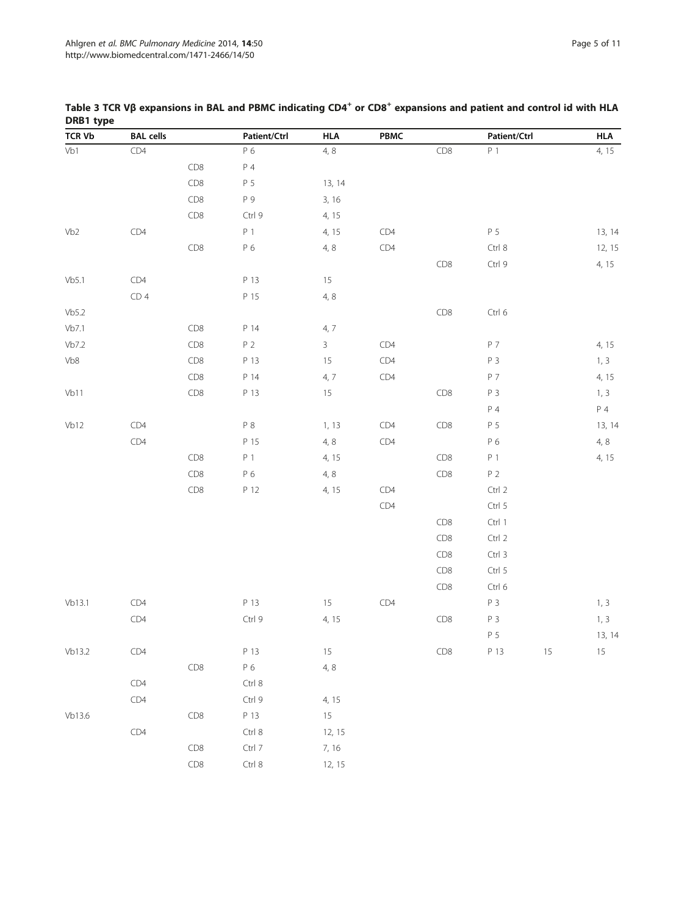**Table 3 TCR Vβ expansions in BAL and PBMC indicating CD4[+] or CD8[+] expansions and patient and control id with HLA DRB1 type**

| TCR Vb | BAL cells | | Patient/Ctrl | HLA | PBMC | | Patient/Ctrl | | HLA |
|---|---|---|---|---|---|---|---|---|---|
| Vb1 | CD4 | | P 6 | 4, 8 | | CD8 | P 1 | | 4, 15 |
| | | CD8 | P 4 | | | | | | |
| | | CD8 | P 5 | 13, 14 | | | | | |
| | | CD8 | P 9 | 3, 16 | | | | | |
| | | CD8 | Ctrl 9 | 4, 15 | | | | | |
| Vb2 | CD4 | | P 1 | 4, 15 | CD4 | | P 5 | | 13, 14 |
| | | CD8 | P 6 | 4, 8 | CD4 | | Ctrl 8 | | 12, 15 |
| | | | | | | CD8 | Ctrl 9 | | 4, 15 |
| Vb5.1 | CD4 | | P 13 | 15 | | | | | |
| | CD 4 | | P 15 | 4, 8 | | | | | |
| Vb5.2 | | | | | | CD8 | Ctrl 6 | | |
| Vb7.1 | | CD8 | P 14 | 4, 7 | | | | | |
| Vb7.2 | | CD8 | P 2 | 3 | CD4 | | P 7 | | 4, 15 |
| Vb8 | | CD8 | P 13 | 15 | CD4 | | P 3 | | 1, 3 |
| | | CD8 | P 14 | 4, 7 | CD4 | | P 7 | | 4, 15 |
| Vb11 | | CD8 | P 13 | 15 | | CD8 | P 3 | | 1, 3 |
| | | | | | | | P 4 | | P 4 |
| Vb12 | CD4 | | P 8 | 1, 13 | CD4 | CD8 | P 5 | | 13, 14 |
| | CD4 | | P 15 | 4, 8 | CD4 | | P 6 | | 4, 8 |
| | | CD8 | P 1 | 4, 15 | | CD8 | P 1 | | 4, 15 |
| | | CD8 | P 6 | 4, 8 | | CD8 | P 2 | | |
| | | CD8 | P 12 | 4, 15 | CD4 | | Ctrl 2 | | |
| | | | | | CD4 | | Ctrl 5 | | |
| | | | | | | CD8 | Ctrl 1 | | |
| | | | | | | CD8 | Ctrl 2 | | |
| | | | | | | CD8 | Ctrl 3 | | |
| | | | | | | CD8 | Ctrl 5 | | |
| | | | | | | CD8 | Ctrl 6 | | |
| Vb13.1 | CD4 | | P 13 | 15 | CD4 | | P 3 | | 1, 3 |
| | CD4 | | Ctrl 9 | 4, 15 | | CD8 | P 3 | | 1, 3 |
| | | | | | | | P 5 | | 13, 14 |
| Vb13.2 | CD4 | | P 13 | 15 | | CD8 | P 13 | 15 | 15 |
| | | CD8 | P 6 | 4, 8 | | | | | |
| | CD4 | | Ctrl 8 | | | | | | |
| | CD4 | | Ctrl 9 | 4, 15 | | | | | |
| Vb13.6 | | CD8 | P 13 | 15 | | | | | |
| | CD4 | | Ctrl 8 | 12, 15 | | | | | |
| | | CD8 | Ctrl 7 | 7, 16 | | | | | |
| | | CD8 | Ctrl 8 | 12, 15 | | | | | |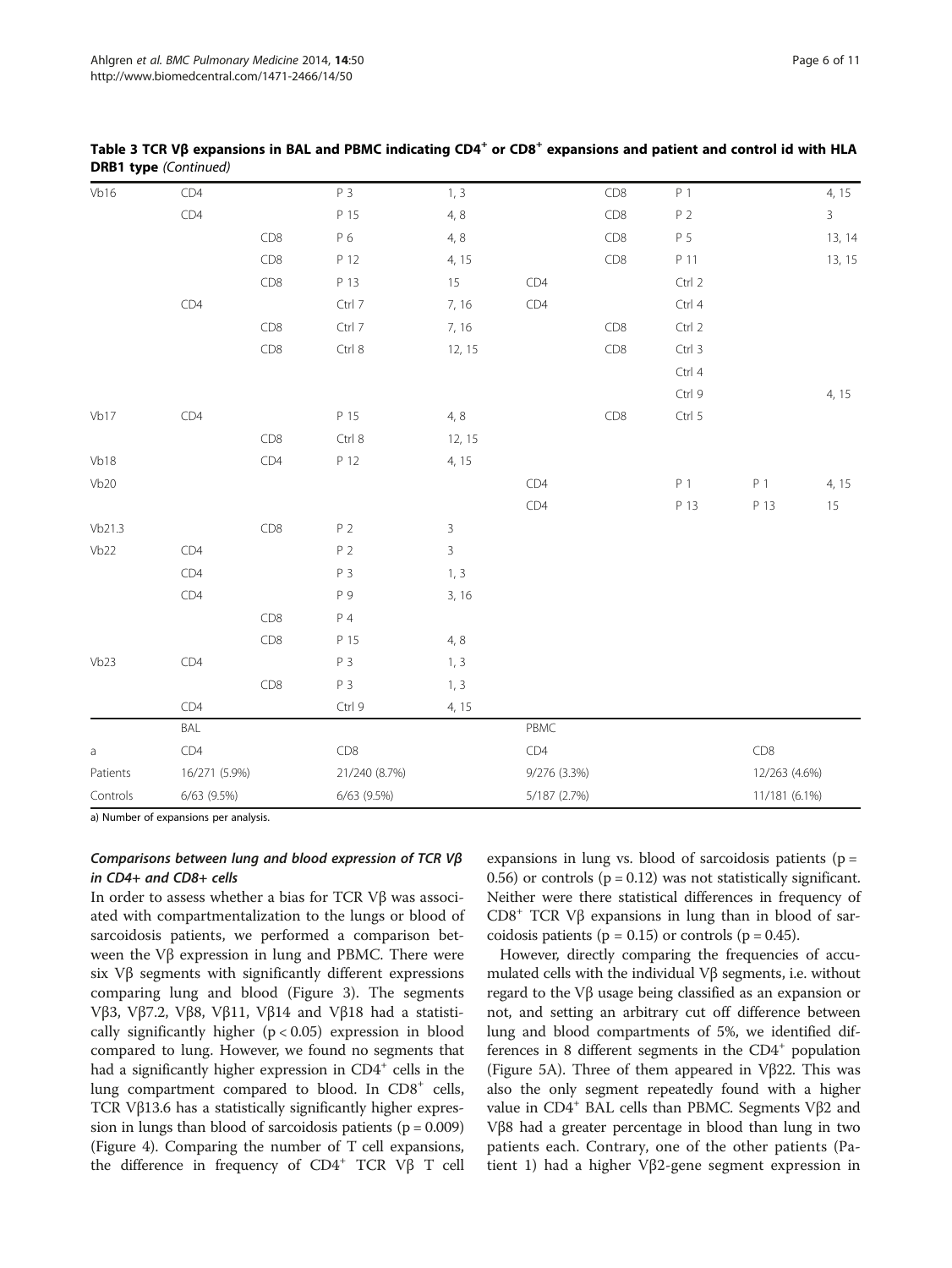**Table 3 TCR Vβ expansions in BAL and PBMC indicating $CD4^+$ or $CD8^+$ expansions and patient and control id with HLA DRB1 type** *(Continued)*

| | | | | | | | | | |
|---|---|---|---|---|---|---|---|---|---|
| Vb16 | CD4 | | P 3 | 1, 3 | | CD8 | P 1 | | 4, 15 |
| | CD4 | | P 15 | 4, 8 | | CD8 | P 2 | | 3 |
| | | CD8 | P 6 | 4, 8 | | CD8 | P 5 | | 13, 14 |
| | | CD8 | P 12 | 4, 15 | | CD8 | P 11 | | 13, 15 |
| | | CD8 | P 13 | 15 | CD4 | | Ctrl 2 | | |
| | CD4 | | Ctrl 7 | 7, 16 | CD4 | | Ctrl 4 | | |
| | | CD8 | Ctrl 7 | 7, 16 | | CD8 | Ctrl 2 | | |
| | | CD8 | Ctrl 8 | 12, 15 | | CD8 | Ctrl 3 | | |
| | | | | | | | Ctrl 4 | | |
| | | | | | | | Ctrl 9 | | 4, 15 |
| Vb17 | CD4 | | P 15 | 4, 8 | | CD8 | Ctrl 5 | | |
| | | CD8 | Ctrl 8 | 12, 15 | | | | | |
| Vb18 | | CD4 | P 12 | 4, 15 | | | | | |
| Vb20 | | | | | CD4 | | P 1 | P 1 | 4, 15 |
| | | | | | CD4 | | P 13 | P 13 | 15 |
| Vb21.3 | | CD8 | P 2 | 3 | | | | | |
| Vb22 | CD4 | | P 2 | 3 | | | | | |
| | CD4 | | P 3 | 1, 3 | | | | | |
| | CD4 | | P 9 | 3, 16 | | | | | |
| | | CD8 | P 4 | | | | | | |
| | | CD8 | P 15 | 4, 8 | | | | | |
| Vb23 | CD4 | | P 3 | 1, 3 | | | | | |
| | | CD8 | P 3 | 1, 3 | | | | | |
| | CD4 | | Ctrl 9 | 4, 15 | | | | | |
| | BAL | | | | PBMC | | | | |
| a | CD4 | | CD8 | | CD4 | | | CD8 | |
| Patients | 16/271 (5.9%) | | 21/240 (8.7%) | | 9/276 (3.3%) | | | 12/263 (4.6%) | |
| Controls | 6/63 (9.5%) | | 6/63 (9.5%) | | 5/187 (2.7%) | | | 11/181 (6.1%) | |

a) Number of expansions per analysis.

#### *Comparisons between lung and blood expression of TCR Vβ in CD4+ and CD8+ cells*

In order to assess whether a bias for TCR Vβ was associated with compartmentalization to the lungs or blood of sarcoidosis patients, we performed a comparison between the Vβ expression in lung and PBMC. There were six Vβ segments with significantly different expressions comparing lung and blood (Figure 3). The segments Vβ3, Vβ7.2, Vβ8, Vβ11, Vβ14 and Vβ18 had a statistically significantly higher ($p < 0.05$) expression in blood compared to lung. However, we found no segments that had a significantly higher expression in $CD4^+$ cells in the lung compartment compared to blood. In $CD8^+$ cells, TCR Vβ13.6 has a statistically significantly higher expression in lungs than blood of sarcoidosis patients ($p = 0.009$) (Figure 4). Comparing the number of T cell expansions, the difference in frequency of $CD4^+$ TCR Vβ T cell expansions in lung vs. blood of sarcoidosis patients ($p = 0.56$) or controls ($p = 0.12$) was not statistically significant. Neither were there statistical differences in frequency of $CD8^+$ TCR Vβ expansions in lung than in blood of sarcoidosis patients ($p = 0.15$) or controls ($p = 0.45$).

However, directly comparing the frequencies of accumulated cells with the individual Vβ segments, i.e. without regard to the Vβ usage being classified as an expansion or not, and setting an arbitrary cut off difference between lung and blood compartments of 5%, we identified differences in 8 different segments in the $CD4^+$ population (Figure 5A). Three of them appeared in Vβ22. This was also the only segment repeatedly found with a higher value in $CD4^+$ BAL cells than PBMC. Segments Vβ2 and Vβ8 had a greater percentage in blood than lung in two patients each. Contrary, one of the other patients (Patient 1) had a higher Vβ2-gene segment expression in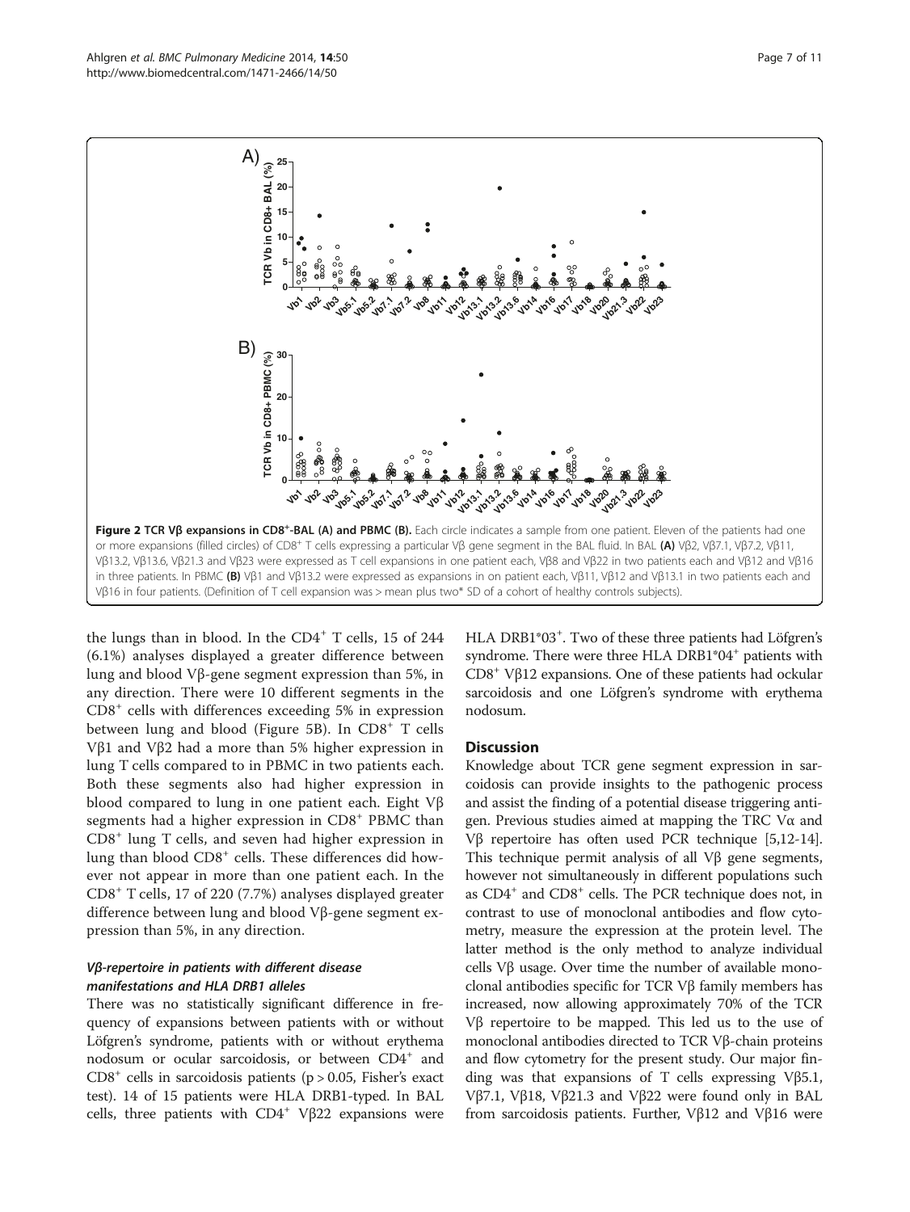A)

TCR Vb in CD8+ BAL (%)

25
20
15
10
5
0

Vb1 Vb2 Vb3 Vb5.1 Vb5.2 Vb7.1 Vb7.2 Vb8 Vb11 Vb12 Vb13.1 Vb13.2 Vb13.6 Vb14 Vb16 Vb17 Vb18 Vb20 Vb21.3 Vb22 Vb23

B)

TCR Vb in CD8+ PBMC (%)

30
20
10
0

Vb1 Vb2 Vb3 Vb5.1 Vb5.2 Vb7.1 Vb7.2 Vb8 Vb11 Vb12 Vb13.1 Vb13.2 Vb13.6 Vb14 Vb16 Vb17 Vb18 Vb20 Vb21.3 Vb22 Vb23

**Figure 2 TCR Vβ expansions in CD8⁺-BAL (A) and PBMC (B).** Each circle indicates a sample from one patient. Eleven of the patients had one or more expansions (filled circles) of CD8⁺ T cells expressing a particular Vβ gene segment in the BAL fluid. In BAL **(A)** Vβ2, Vβ7.1, Vβ7.2, Vβ11, Vβ13.2, Vβ13.6, Vβ21.3 and Vβ23 were expressed as T cell expansions in one patient each, Vβ8 and Vβ22 in two patients each and Vβ12 and Vβ16 in three patients. In PBMC **(B)** Vβ1 and Vβ13.2 were expressed as expansions in on patient each, Vβ11, Vβ12 and Vβ13.1 in two patients each and Vβ16 in four patients. (Definition of T cell expansion was > mean plus two* SD of a cohort of healthy controls subjects).

the lungs than in blood. In the CD4⁺ T cells, 15 of 244 (6.1%) analyses displayed a greater difference between lung and blood Vβ-gene segment expression than 5%, in any direction. There were 10 different segments in the CD8⁺ cells with differences exceeding 5% in expression between lung and blood (Figure 5B). In CD8⁺ T cells Vβ1 and Vβ2 had a more than 5% higher expression in lung T cells compared to in PBMC in two patients each. Both these segments also had higher expression in blood compared to lung in one patient each. Eight Vβ segments had a higher expression in CD8⁺ PBMC than CD8⁺ lung T cells, and seven had higher expression in lung than blood CD8⁺ cells. These differences did however not appear in more than one patient each. In the CD8⁺ T cells, 17 of 220 (7.7%) analyses displayed greater difference between lung and blood Vβ-gene segment expression than 5%, in any direction.

### *Vβ-repertoire in patients with different disease manifestations and HLA DRB1 alleles*

There was no statistically significant difference in frequency of expansions between patients with or without Löfgren's syndrome, patients with or without erythema nodosum or ocular sarcoidosis, or between CD4⁺ and CD8⁺ cells in sarcoidosis patients ($p > 0.05$, Fisher's exact test). 14 of 15 patients were HLA DRB1-typed. In BAL cells, three patients with CD4⁺ Vβ22 expansions were HLA DRB1*03⁺. Two of these three patients had Löfgren's syndrome. There were three HLA DRB1*04⁺ patients with CD8⁺ Vβ12 expansions. One of these patients had ockular sarcoidosis and one Löfgren's syndrome with erythema nodosum.

## Discussion

Knowledge about TCR gene segment expression in sarcoidosis can provide insights to the pathogenic process and assist the finding of a potential disease triggering antigen. Previous studies aimed at mapping the TRC Vα and Vβ repertoire has often used PCR technique [5,12-14]. This technique permit analysis of all Vβ gene segments, however not simultaneously in different populations such as CD4⁺ and CD8⁺ cells. The PCR technique does not, in contrast to use of monoclonal antibodies and flow cytometry, measure the expression at the protein level. The latter method is the only method to analyze individual cells Vβ usage. Over time the number of available monoclonal antibodies specific for TCR Vβ family members has increased, now allowing approximately 70% of the TCR Vβ repertoire to be mapped. This led us to the use of monoclonal antibodies directed to TCR Vβ-chain proteins and flow cytometry for the present study. Our major finding was that expansions of T cells expressing Vβ5.1, Vβ7.1, Vβ18, Vβ21.3 and Vβ22 were found only in BAL from sarcoidosis patients. Further, Vβ12 and Vβ16 were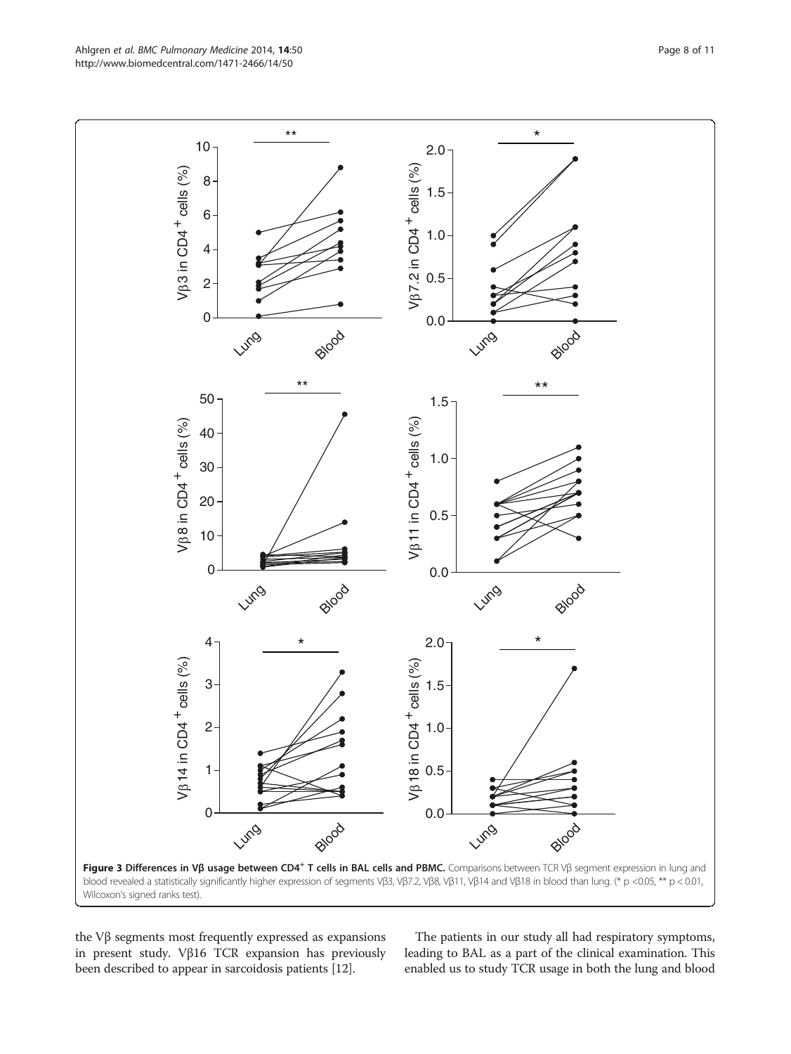**Figure 3 Differences in Vβ usage between CD4$^+$ T cells in BAL cells and PBMC.** Comparisons between TCR Vβ segment expression in lung and blood revealed a statistically significantly higher expression of segments Vβ3, Vβ7.2, Vβ8, Vβ11, Vβ14 and Vβ18 in blood than lung. (* $p < 0.05$, ** $p < 0.01$, Wilcoxon's signed ranks test).

the Vβ segments most frequently expressed as expansions in present study. Vβ16 TCR expansion has previously been described to appear in sarcoidosis patients [12].

The patients in our study all had respiratory symptoms, leading to BAL as a part of the clinical examination. This enabled us to study TCR usage in both the lung and blood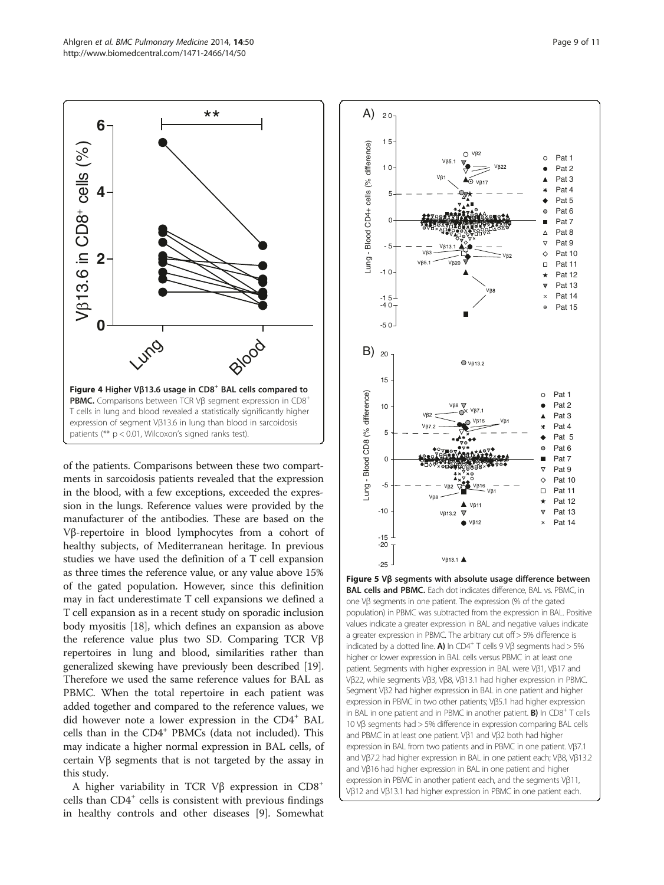**6**

**4**

**2**

**0**

**Vβ13.6 in CD8⁺ cells (%)**

**

Lung

Blood

**Figure 4 Higher Vβ13.6 usage in CD8⁺ BAL cells compared to PBMC.** Comparisons between TCR Vβ segment expression in CD8⁺ T cells in lung and blood revealed a statistically significantly higher expression of segment Vβ13.6 in lung than blood in sarcoidosis patients (** $p < 0.01$, Wilcoxon's signed ranks test).

of the patients. Comparisons between these two compartments in sarcoidosis patients revealed that the expression in the blood, with a few exceptions, exceeded the expression in the lungs. Reference values were provided by the manufacturer of the antibodies. These are based on the Vβ-repertoire in blood lymphocytes from a cohort of healthy subjects, of Mediterranean heritage. In previous studies we have used the definition of a T cell expansion as three times the reference value, or any value above 15% of the gated population. However, since this definition may in fact underestimate T cell expansions we defined a T cell expansion as in a recent study on sporadic inclusion body myositis [18], which defines an expansion as above the reference value plus two SD. Comparing TCR Vβ repertoires in lung and blood, similarities rather than generalized skewing have previously been described [19]. Therefore we used the same reference values for BAL as PBMC. When the total repertoire in each patient was added together and compared to the reference values, we did however note a lower expression in the CD4⁺ BAL cells than in the CD4⁺ PBMCs (data not included). This may indicate a higher normal expression in BAL cells, of certain Vβ segments that is not targeted by the assay in this study.

A higher variability in TCR Vβ expression in CD8⁺ cells than CD4⁺ cells is consistent with previous findings in healthy controls and other diseases [9]. Somewhat

A)

Lung - Blood CD4+ cells (% difference)

20
15
10
5
0
-5
-10
-15
-40
-50

Vβ2
Vβ5.1
Vβ22
Vβ1
Vβ17
Vβ13.1
Vβ3
Vβ2
Vβ5.1
Vβ20
Vβ8

Pat 1
Pat 2
Pat 3
Pat 4
Pat 5
Pat 6
Pat 7
Pat 8
Pat 9
Pat 10
Pat 11
Pat 12
Pat 13
Pat 14
Pat 15

B)

Lung - Blood CD8 (% difference)

20
15
10
5
0
-5
-10
-15
-20
-25

Vβ13.2
Vβ8
Vβ7.1
Vβ2
Vβ16
Vβ1
Vβ7.2
Vβ2
Vβ16
Vβ1
Vβ8
Vβ11
Vβ13.2
Vβ12
Vβ13.1

Pat 1
Pat 2
Pat 3
Pat 4
Pat 5
Pat 6
Pat 7
Pat 9
Pat 10
Pat 11
Pat 12
Pat 13
Pat 14

**Figure 5 Vβ segments with absolute usage difference between BAL cells and PBMC.** Each dot indicates difference, BAL vs. PBMC, in one Vβ segments in one patient. The expression (% of the gated population) in PBMC was subtracted from the expression in BAL. Positive values indicate a greater expression in BAL and negative values indicate a greater expression in PBMC. The arbitrary cut off > 5% difference is indicated by a dotted line. **A)** In CD4⁺ T cells 9 Vβ segments had > 5% higher or lower expression in BAL cells versus PBMC in at least one patient. Segments with higher expression in BAL were Vβ1, Vβ17 and Vβ22, while segments Vβ3, Vβ8, Vβ13.1 had higher expression in PBMC. Segment Vβ2 had higher expression in BAL in one patient and higher expression in PBMC in two other patients; Vβ5.1 had higher expression in BAL in one patient and in PBMC in another patient. **B)** In CD8⁺ T cells 10 Vβ segments had > 5% difference in expression comparing BAL cells and PBMC in at least one patient. Vβ1 and Vβ2 both had higher expression in BAL from two patients and in PBMC in one patient. Vβ7.1 and Vβ7.2 had higher expression in BAL in one patient each; Vβ8, Vβ13.2 and Vβ16 had higher expression in BAL in one patient and higher expression in PBMC in another patient each, and the segments Vβ11, Vβ12 and Vβ13.1 had higher expression in PBMC in one patient each.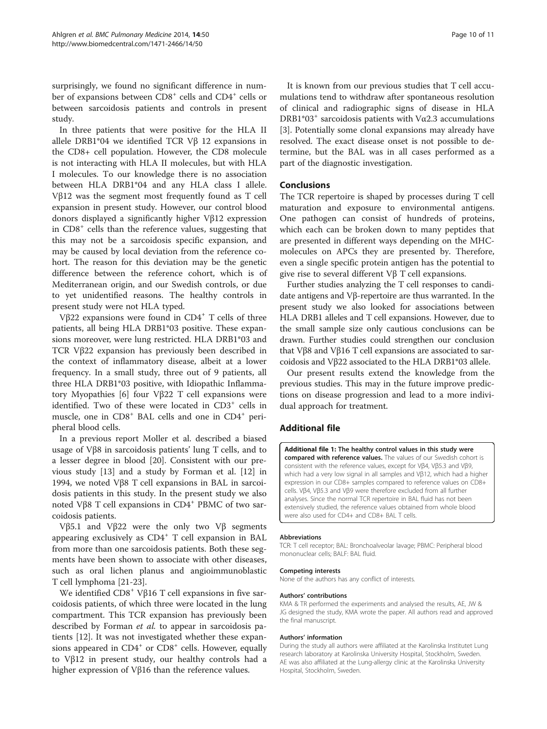surprisingly, we found no significant difference in number of expansions between $CD8^+$ cells and $CD4^+$ cells or between sarcoidosis patients and controls in present study.

In three patients that were positive for the HLA II allele DRB1*04 we identified TCR Vβ 12 expansions in the CD8+ cell population. However, the CD8 molecule is not interacting with HLA II molecules, but with HLA I molecules. To our knowledge there is no association between HLA DRB1*04 and any HLA class I allele. Vβ12 was the segment most frequently found as T cell expansion in present study. However, our control blood donors displayed a significantly higher Vβ12 expression in $CD8^+$ cells than the reference values, suggesting that this may not be a sarcoidosis specific expansion, and may be caused by local deviation from the reference cohort. The reason for this deviation may be the genetic difference between the reference cohort, which is of Mediterranean origin, and our Swedish controls, or due to yet unidentified reasons. The healthy controls in present study were not HLA typed.

Vβ22 expansions were found in $CD4^+$ T cells of three patients, all being HLA DRB1*03 positive. These expansions moreover, were lung restricted. HLA DRB1*03 and TCR Vβ22 expansion has previously been described in the context of inflammatory disease, albeit at a lower frequency. In a small study, three out of 9 patients, all three HLA DRB1*03 positive, with Idiopathic Inflammatory Myopathies [6] four Vβ22 T cell expansions were identified. Two of these were located in $CD3^+$ cells in muscle, one in $CD8^+$ BAL cells and one in $CD4^+$ peripheral blood cells.

In a previous report Moller et al. described a biased usage of Vβ8 in sarcoidosis patients' lung T cells, and to a lesser degree in blood [20]. Consistent with our previous study [13] and a study by Forman et al. [12] in 1994, we noted Vβ8 T cell expansions in BAL in sarcoidosis patients in this study. In the present study we also noted Vβ8 T cell expansions in $CD4^+$ PBMC of two sarcoidosis patients.

Vβ5.1 and Vβ22 were the only two Vβ segments appearing exclusively as $CD4^+$ T cell expansion in BAL from more than one sarcoidosis patients. Both these segments have been shown to associate with other diseases, such as oral lichen planus and angioimmunoblastic T cell lymphoma [21-23].

We identified $CD8^+$ Vβ16 T cell expansions in five sarcoidosis patients, of which three were located in the lung compartment. This TCR expansion has previously been described by Forman *et al.* to appear in sarcoidosis patients [12]. It was not investigated whether these expansions appeared in $CD4^+$ or $CD8^+$ cells. However, equally to Vβ12 in present study, our healthy controls had a higher expression of Vβ16 than the reference values.

It is known from our previous studies that T cell accumulations tend to withdraw after spontaneous resolution of clinical and radiographic signs of disease in HLA DRB1*03$^+$ sarcoidosis patients with Vα2.3 accumulations [3]. Potentially some clonal expansions may already have resolved. The exact disease onset is not possible to determine, but the BAL was in all cases performed as a part of the diagnostic investigation.

## Conclusions

The TCR repertoire is shaped by processes during T cell maturation and exposure to environmental antigens. One pathogen can consist of hundreds of proteins, which each can be broken down to many peptides that are presented in different ways depending on the MHC-molecules on APCs they are presented by. Therefore, even a single specific protein antigen has the potential to give rise to several different Vβ T cell expansions.

Further studies analyzing the T cell responses to candidate antigens and Vβ-repertoire are thus warranted. In the present study we also looked for associations between HLA DRB1 alleles and T cell expansions. However, due to the small sample size only cautious conclusions can be drawn. Further studies could strengthen our conclusion that Vβ8 and Vβ16 T cell expansions are associated to sarcoidosis and Vβ22 associated to the HLA DRB1*03 allele.

Our present results extend the knowledge from the previous studies. This may in the future improve predictions on disease progression and lead to a more individual approach for treatment.

## Additional file

**Additional file 1: The healthy control values in this study were compared with reference values.** The values of our Swedish cohort is consistent with the reference values, except for Vβ4, Vβ5.3 and Vβ9, which had a very low signal in all samples and Vβ12, which had a higher expression in our CD8+ samples compared to reference values on CD8+ cells. Vβ4, Vβ5.3 and Vβ9 were therefore excluded from all further analyses. Since the normal TCR repertoire in BAL fluid has not been extensively studied, the reference values obtained from whole blood were also used for CD4+ and CD8+ BAL T cells.

#### Abbreviations

TCR: T cell receptor; BAL: Bronchoalveolar lavage; PBMC: Peripheral blood mononuclear cells; BALF: BAL fluid.

#### Competing interests

None of the authors has any conflict of interests.

#### Authors' contributions

KMA & TR performed the experiments and analysed the results, AE, JW & JG designed the study, KMA wrote the paper. All authors read and approved the final manuscript.

#### Authors' information

During the study all authors were affiliated at the Karolinska Institutet Lung research laboratory at Karolinska University Hospital, Stockholm, Sweden. AE was also affiliated at the Lung-allergy clinic at the Karolinska University Hospital, Stockholm, Sweden.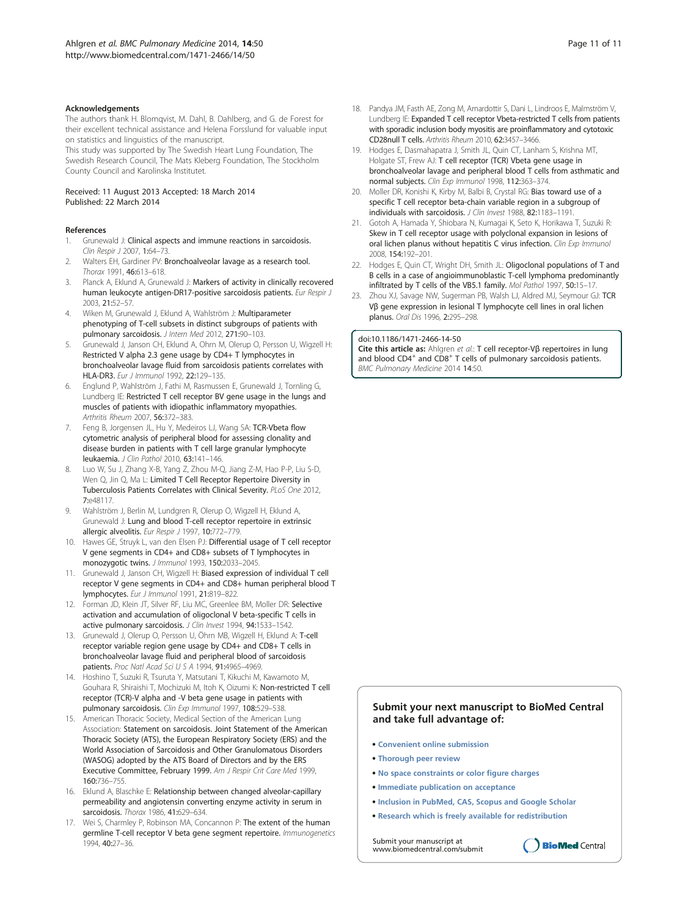### Acknowledgements

The authors thank H. Blomqvist, M. Dahl, B. Dahlberg, and G. de Forest for their excellent technical assistance and Helena Forsslund for valuable input on statistics and linguistics of the manuscript.

This study was supported by The Swedish Heart Lung Foundation, The Swedish Research Council, The Mats Kleberg Foundation, The Stockholm County Council and Karolinska Institutet.

Received: 11 August 2013 Accepted: 18 March 2014
Published: 22 March 2014

### References

1. Grunewald J: **Clinical aspects and immune reactions in sarcoidosis.** *Clin Respir J* 2007, **1**:64–73.
2. Walters EH, Gardiner PV: **Bronchoalveolar lavage as a research tool.** *Thorax* 1991, **46**:613–618.
3. Planck A, Eklund A, Grunewald J: **Markers of activity in clinically recovered human leukocyte antigen-DR17-positive sarcoidosis patients.** *Eur Respir J* 2003, **21**:52–57.
4. Wiken M, Grunewald J, Eklund A, Wahlström J: **Multiparameter phenotyping of T-cell subsets in distinct subgroups of patients with pulmonary sarcoidosis.** *J Intern Med* 2012, **271**:90–103.
5. Grunewald J, Janson CH, Eklund A, Ohrn M, Olerup O, Persson U, Wigzell H: **Restricted V alpha 2.3 gene usage by CD4+ T lymphocytes in bronchoalveolar lavage fluid from sarcoidosis patients correlates with HLA-DR3.** *Eur J Immunol* 1992, **22**:129–135.
6. Englund P, Wahlström J, Fathi M, Rasmussen E, Grunewald J, Tornling G, Lundberg IE: **Restricted T cell receptor BV gene usage in the lungs and muscles of patients with idiopathic inflammatory myopathies.** *Arthritis Rheum* 2007, **56**:372–383.
7. Feng B, Jorgensen JL, Hu Y, Medeiros LJ, Wang SA: **TCR-Vbeta flow cytometric analysis of peripheral blood for assessing clonality and disease burden in patients with T cell large granular lymphocyte leukaemia.** *J Clin Pathol* 2010, **63**:141–146.
8. Luo W, Su J, Zhang X-B, Yang Z, Zhou M-Q, Jiang Z-M, Hao P-P, Liu S-D, Wen Q, Jin Q, Ma L: **Limited T Cell Receptor Repertoire Diversity in Tuberculosis Patients Correlates with Clinical Severity.** *PLoS One* 2012, **7**:e48117.
9. Wahlström J, Berlin M, Lundgren R, Olerup O, Wigzell H, Eklund A, Grunewald J: **Lung and blood T-cell receptor repertoire in extrinsic allergic alveolitis.** *Eur Respir J* 1997, **10**:772–779.
10. Hawes GE, Struyk L, van den Elsen PJ: **Differential usage of T cell receptor V gene segments in CD4+ and CD8+ subsets of T lymphocytes in monozygotic twins.** *J Immunol* 1993, **150**:2033–2045.
11. Grunewald J, Janson CH, Wigzell H: **Biased expression of individual T cell receptor V gene segments in CD4+ and CD8+ human peripheral blood T lymphocytes.** *Eur J Immunol* 1991, **21**:819–822.
12. Forman JD, Klein JT, Silver RF, Liu MC, Greenlee BM, Moller DR: **Selective activation and accumulation of oligoclonal V beta-specific T cells in active pulmonary sarcoidosis.** *J Clin Invest* 1994, **94**:1533–1542.
13. Grunewald J, Olerup O, Persson U, Öhrn MB, Wigzell H, Eklund A: **T-cell receptor variable region gene usage by CD4+ and CD8+ T cells in bronchoalveolar lavage fluid and peripheral blood of sarcoidosis patients.** *Proc Natl Acad Sci U S A* 1994, **91**:4965–4969.
14. Hoshino T, Suzuki R, Tsuruta Y, Matsutani T, Kikuchi M, Kawamoto M, Gouhara R, Shiraishi T, Mochizuki M, Itoh K, Oizumi K: **Non-restricted T cell receptor (TCR)-V alpha and -V beta gene usage in patients with pulmonary sarcoidosis.** *Clin Exp Immunol* 1997, **108**:529–538.
15. American Thoracic Society, Medical Section of the American Lung Association: **Statement on sarcoidosis. Joint Statement of the American Thoracic Society (ATS), the European Respiratory Society (ERS) and the World Association of Sarcoidosis and Other Granulomatous Disorders (WASOG) adopted by the ATS Board of Directors and by the ERS Executive Committee, February 1999.** *Am J Respir Crit Care Med* 1999, **160**:736–755.
16. Eklund A, Blaschke E: **Relationship between changed alveolar-capillary permeability and angiotensin converting enzyme activity in serum in sarcoidosis.** *Thorax* 1986, **41**:629–634.
17. Wei S, Charmley P, Robinson MA, Concannon P: **The extent of the human germline T-cell receptor V beta gene segment repertoire.** *Immunogenetics* 1994, **40**:27–36.
18. Pandya JM, Fasth AE, Zong M, Arnardottir S, Dani L, Lindroos E, Malmström V, Lundberg IE: **Expanded T cell receptor Vbeta-restricted T cells from patients with sporadic inclusion body myositis are proinflammatory and cytotoxic CD28null T cells.** *Arthritis Rheum* 2010, **62**:3457–3466.
19. Hodges E, Dasmahapatra J, Smith JL, Quin CT, Lanham S, Krishna MT, Holgate ST, Frew AJ: **T cell receptor (TCR) Vbeta gene usage in bronchoalveolar lavage and peripheral blood T cells from asthmatic and normal subjects.** *Clin Exp Immunol* 1998, **112**:363–374.
20. Moller DR, Konishi K, Kirby M, Balbi B, Crystal RG: **Bias toward use of a specific T cell receptor beta-chain variable region in a subgroup of individuals with sarcoidosis.** *J Clin Invest* 1988, **82**:1183–1191.
21. Gotoh A, Hamada Y, Shiobara N, Kumagai K, Seto K, Horikawa T, Suzuki R: **Skew in T cell receptor usage with polyclonal expansion in lesions of oral lichen planus without hepatitis C virus infection.** *Clin Exp Immunol* 2008, **154**:192–201.
22. Hodges E, Quin CT, Wright DH, Smith JL: **Oligoclonal populations of T and B cells in a case of angioimmunoblastic T-cell lymphoma predominantly infiltrated by T cells of the VB5.1 family.** *Mol Pathol* 1997, **50**:15–17.
23. Zhou XJ, Savage NW, Sugerman PB, Walsh LJ, Aldred MJ, Seymour GJ: **TCR Vβ gene expression in lesional T lymphocyte cell lines in oral lichen planus.** *Oral Dis* 1996, **2**:295–298.

doi:10.1186/1471-2466-14-50

**Cite this article as:** Ahlgren *et al.*: T cell receptor-Vβ repertoires in lung and blood CD4$^{+}$ and CD8$^{+}$ T cells of pulmonary sarcoidosis patients. *BMC Pulmonary Medicine* 2014 **14**:50.

**Submit your next manuscript to BioMed Central and take full advantage of:**

- **Convenient online submission**
- **Thorough peer review**
- **No space constraints or color figure charges**
- **Immediate publication on acceptance**
- **Inclusion in PubMed, CAS, Scopus and Google Scholar**
- **Research which is freely available for redistribution**

Submit your manuscript at
www.biomedcentral.com/submit

BioMed Central